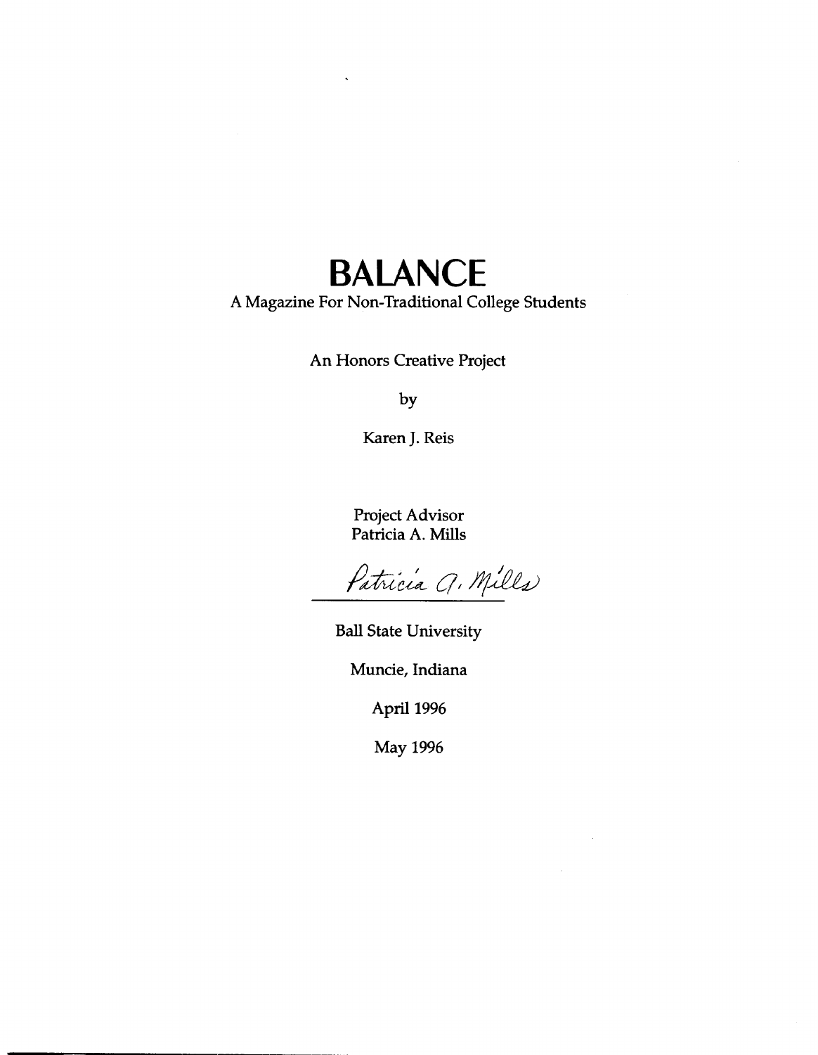# BALANCE

A Magazine For Non-Traditional College Students

An Honors Creative Project

by

Karen J. Reis

Project Advisor
Patricia A. Mills

Patricia A. Mills

Ball State University

Muncie, Indiana

April 1996

May 1996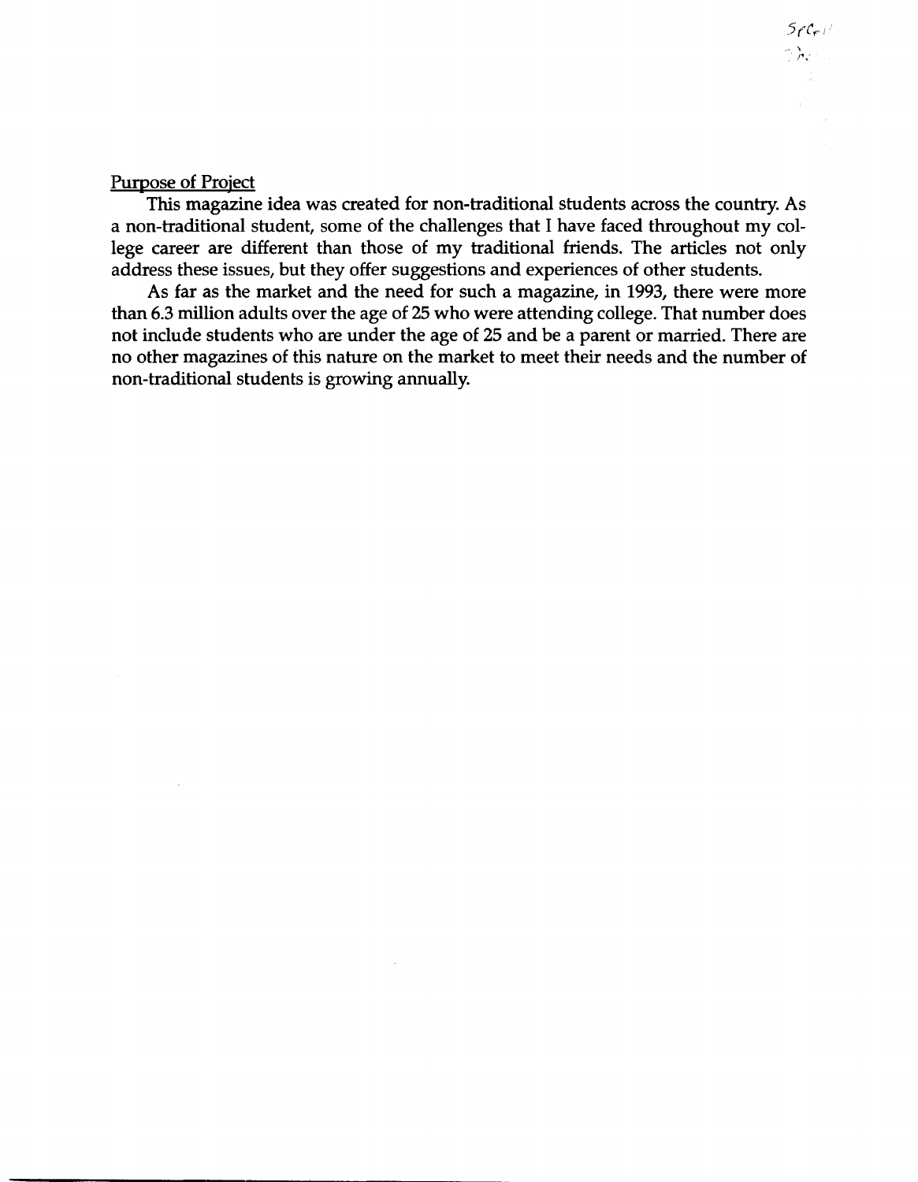## Purpose of Project

This magazine idea was created for non-traditional students across the country. As a non-traditional student, some of the challenges that I have faced throughout my college career are different than those of my traditional friends. The articles not only address these issues, but they offer suggestions and experiences of other students.

As far as the market and the need for such a magazine, in 1993, there were more than 6.3 million adults over the age of 25 who were attending college. That number does not include students who are under the age of 25 and be a parent or married. There are no other magazines of this nature on the market to meet their needs and the number of non-traditional students is growing annually.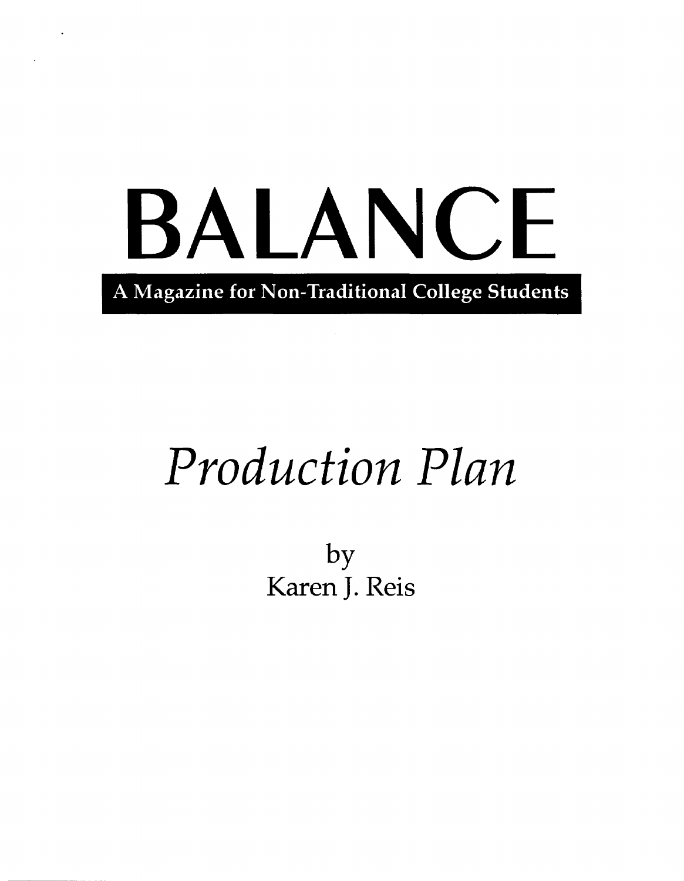# BALANCE

**A Magazine for Non-Traditional College Students**

## *Production Plan*

by
Karen J. Reis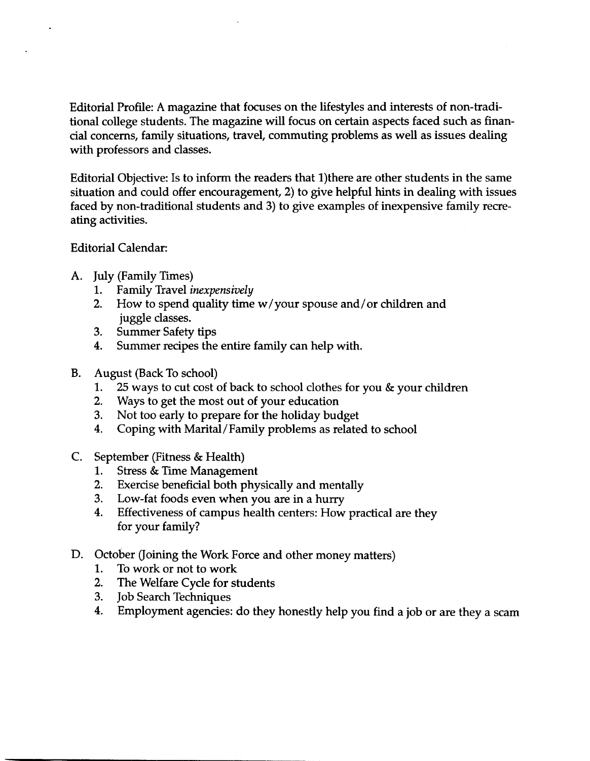Editorial Profile: A magazine that focuses on the lifestyles and interests of non-traditional college students. The magazine will focus on certain aspects faced such as financial concerns, family situations, travel, commuting problems as well as issues dealing with professors and classes.

Editorial Objective: Is to inform the readers that 1)there are other students in the same situation and could offer encouragement, 2) to give helpful hints in dealing with issues faced by non-traditional students and 3) to give examples of inexpensive family recreating activities.

Editorial Calendar:

A. July (Family Times)
   1. Family Travel *inexpensively*
   2. How to spend quality time w/your spouse and/or children and juggle classes.
   3. Summer Safety tips
   4. Summer recipes the entire family can help with.

B. August (Back To school)
   1. 25 ways to cut cost of back to school clothes for you & your children
   2. Ways to get the most out of your education
   3. Not too early to prepare for the holiday budget
   4. Coping with Marital/Family problems as related to school

C. September (Fitness & Health)
   1. Stress & Time Management
   2. Exercise beneficial both physically and mentally
   3. Low-fat foods even when you are in a hurry
   4. Effectiveness of campus health centers: How practical are they for your family?

D. October (Joining the Work Force and other money matters)
   1. To work or not to work
   2. The Welfare Cycle for students
   3. Job Search Techniques
   4. Employment agencies: do they honestly help you find a job or are they a scam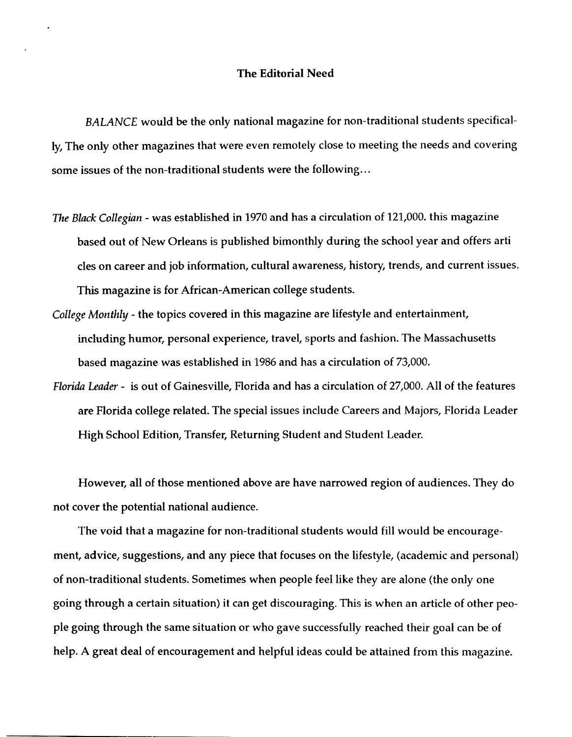## The Editorial Need

*BALANCE* would be the only national magazine for non-traditional students specifically, The only other magazines that were even remotely close to meeting the needs and covering some issues of the non-traditional students were the following...

*The Black Collegian* - was established in 1970 and has a circulation of 121,000. this magazine based out of New Orleans is published bimonthly during the school year and offers articles on career and job information, cultural awareness, history, trends, and current issues. This magazine is for African-American college students.

*College Monthly* - the topics covered in this magazine are lifestyle and entertainment, including humor, personal experience, travel, sports and fashion. The Massachusetts based magazine was established in 1986 and has a circulation of 73,000.

*Florida Leader* - is out of Gainesville, Florida and has a circulation of 27,000. All of the features are Florida college related. The special issues include Careers and Majors, Florida Leader High School Edition, Transfer, Returning Student and Student Leader.

However, all of those mentioned above are have narrowed region of audiences. They do not cover the potential national audience.

The void that a magazine for non-traditional students would fill would be encouragement, advice, suggestions, and any piece that focuses on the lifestyle, (academic and personal) of non-traditional students. Sometimes when people feel like they are alone (the only one going through a certain situation) it can get discouraging. This is when an article of other people going through the same situation or who gave successfully reached their goal can be of help. A great deal of encouragement and helpful ideas could be attained from this magazine.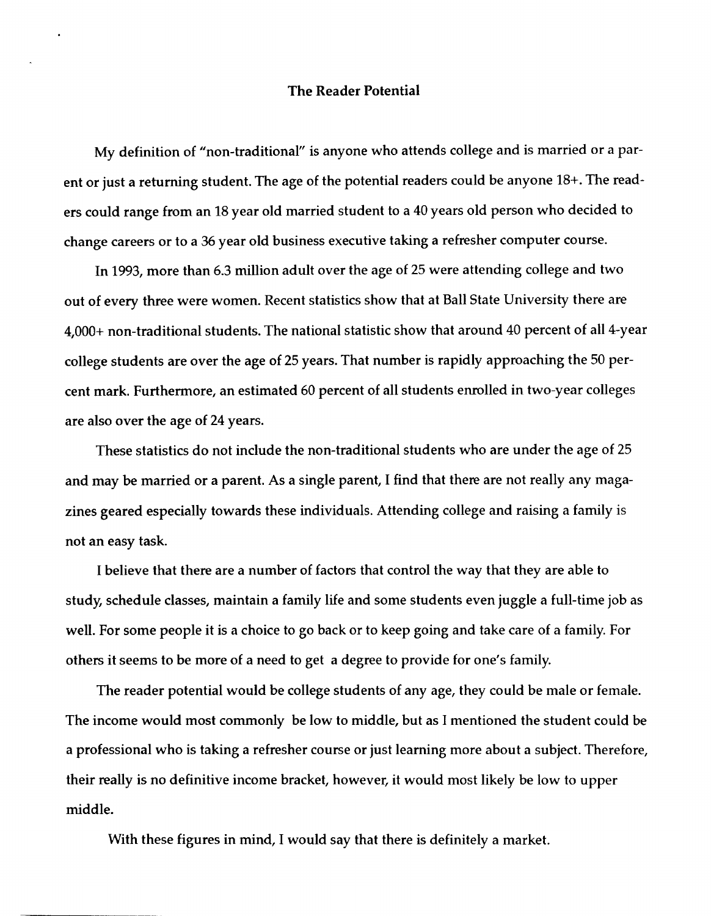# The Reader Potential

My definition of "non-traditional" is anyone who attends college and is married or a parent or just a returning student. The age of the potential readers could be anyone 18+. The readers could range from an 18 year old married student to a 40 years old person who decided to change careers or to a 36 year old business executive taking a refresher computer course.

In 1993, more than 6.3 million adult over the age of 25 were attending college and two out of every three were women. Recent statistics show that at Ball State University there are 4,000+ non-traditional students. The national statistic show that around 40 percent of all 4-year college students are over the age of 25 years. That number is rapidly approaching the 50 percent mark. Furthermore, an estimated 60 percent of all students enrolled in two-year colleges are also over the age of 24 years.

These statistics do not include the non-traditional students who are under the age of 25 and may be married or a parent. As a single parent, I find that there are not really any magazines geared especially towards these individuals. Attending college and raising a family is not an easy task.

I believe that there are a number of factors that control the way that they are able to study, schedule classes, maintain a family life and some students even juggle a full-time job as well. For some people it is a choice to go back or to keep going and take care of a family. For others it seems to be more of a need to get a degree to provide for one's family.

The reader potential would be college students of any age, they could be male or female. The income would most commonly be low to middle, but as I mentioned the student could be a professional who is taking a refresher course or just learning more about a subject. Therefore, their really is no definitive income bracket, however, it would most likely be low to upper middle.

With these figures in mind, I would say that there is definitely a market.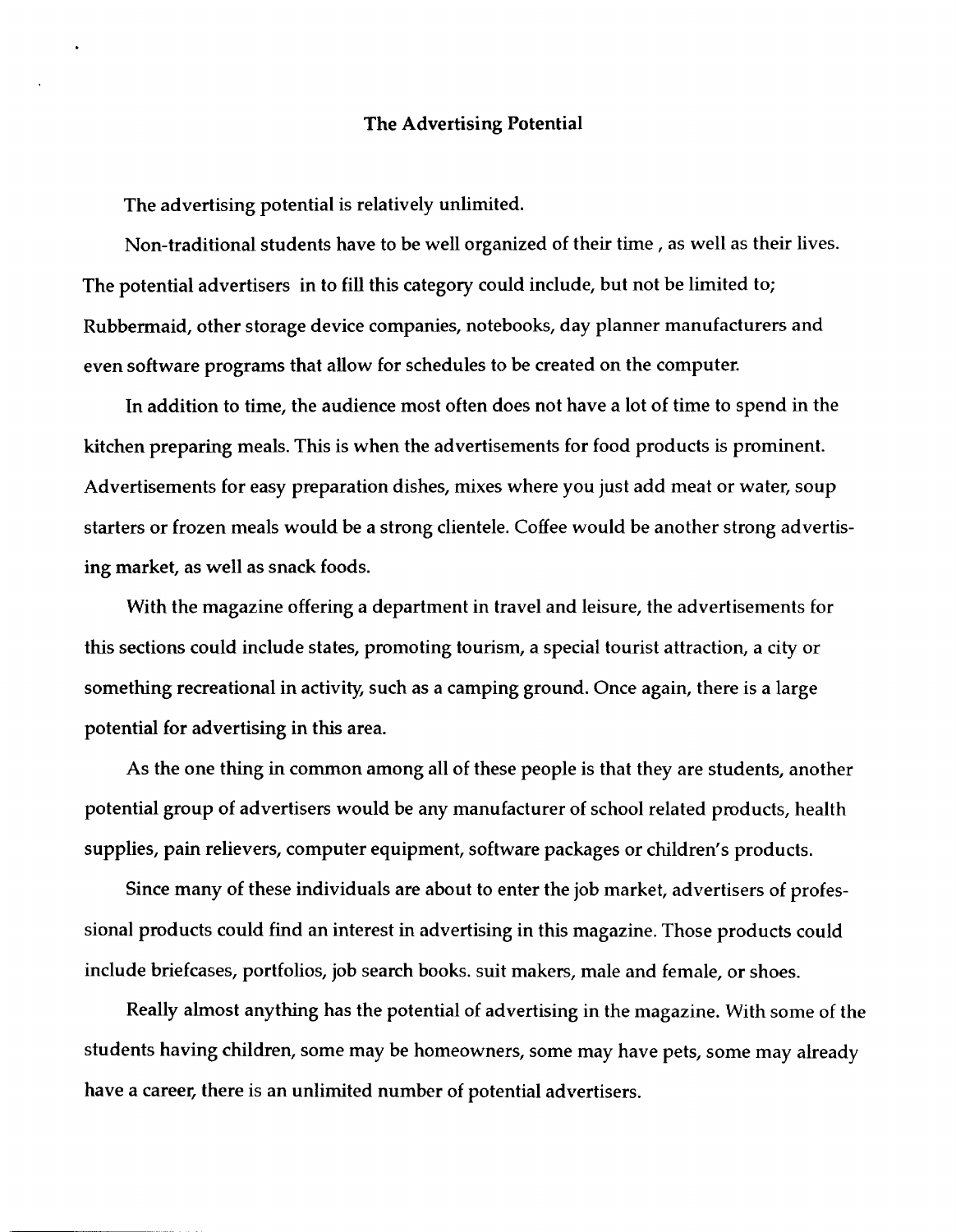## The Advertising Potential

The advertising potential is relatively unlimited.

Non-traditional students have to be well organized of their time , as well as their lives. The potential advertisers in to fill this category could include, but not be limited to; Rubbermaid, other storage device companies, notebooks, day planner manufacturers and even software programs that allow for schedules to be created on the computer.

In addition to time, the audience most often does not have a lot of time to spend in the kitchen preparing meals. This is when the advertisements for food products is prominent. Advertisements for easy preparation dishes, mixes where you just add meat or water, soup starters or frozen meals would be a strong clientele. Coffee would be another strong advertising market, as well as snack foods.

With the magazine offering a department in travel and leisure, the advertisements for this sections could include states, promoting tourism, a special tourist attraction, a city or something recreational in activity, such as a camping ground. Once again, there is a large potential for advertising in this area.

As the one thing in common among all of these people is that they are students, another potential group of advertisers would be any manufacturer of school related products, health supplies, pain relievers, computer equipment, software packages or children's products.

Since many of these individuals are about to enter the job market, advertisers of professional products could find an interest in advertising in this magazine. Those products could include briefcases, portfolios, job search books. suit makers, male and female, or shoes.

Really almost anything has the potential of advertising in the magazine. With some of the students having children, some may be homeowners, some may have pets, some may already have a career, there is an unlimited number of potential advertisers.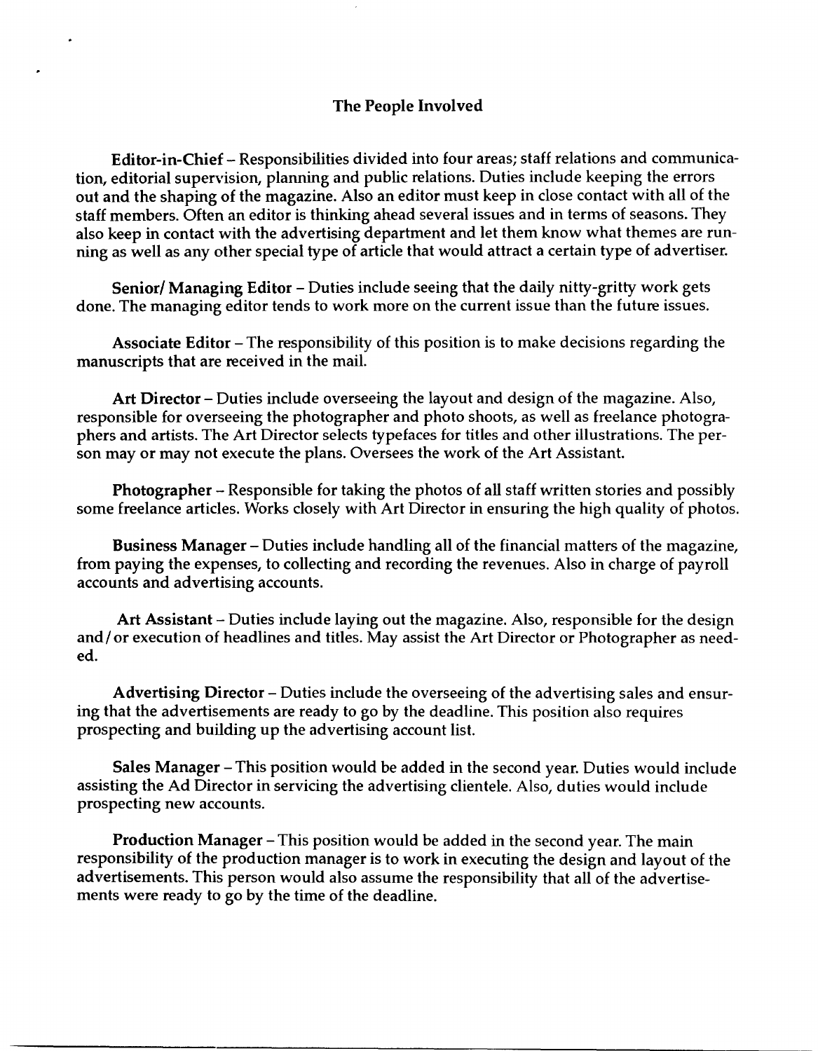## The People Involved

**Editor-in-Chief** – Responsibilities divided into four areas; staff relations and communication, editorial supervision, planning and public relations. Duties include keeping the errors out and the shaping of the magazine. Also an editor must keep in close contact with all of the staff members. Often an editor is thinking ahead several issues and in terms of seasons. They also keep in contact with the advertising department and let them know what themes are running as well as any other special type of article that would attract a certain type of advertiser.

**Senior/ Managing Editor** – Duties include seeing that the daily nitty-gritty work gets done. The managing editor tends to work more on the current issue than the future issues.

**Associate Editor** – The responsibility of this position is to make decisions regarding the manuscripts that are received in the mail.

**Art Director** – Duties include overseeing the layout and design of the magazine. Also, responsible for overseeing the photographer and photo shoots, as well as freelance photographers and artists. The Art Director selects typefaces for titles and other illustrations. The person may or may not execute the plans. Oversees the work of the Art Assistant.

**Photographer** – Responsible for taking the photos of all staff written stories and possibly some freelance articles. Works closely with Art Director in ensuring the high quality of photos.

**Business Manager** – Duties include handling all of the financial matters of the magazine, from paying the expenses, to collecting and recording the revenues. Also in charge of payroll accounts and advertising accounts.

**Art Assistant** – Duties include laying out the magazine. Also, responsible for the design and/or execution of headlines and titles. May assist the Art Director or Photographer as needed.

**Advertising Director** – Duties include the overseeing of the advertising sales and ensuring that the advertisements are ready to go by the deadline. This position also requires prospecting and building up the advertising account list.

**Sales Manager** – This position would be added in the second year. Duties would include assisting the Ad Director in servicing the advertising clientele. Also, duties would include prospecting new accounts.

**Production Manager** – This position would be added in the second year. The main responsibility of the production manager is to work in executing the design and layout of the advertisements. This person would also assume the responsibility that all of the advertisements were ready to go by the time of the deadline.